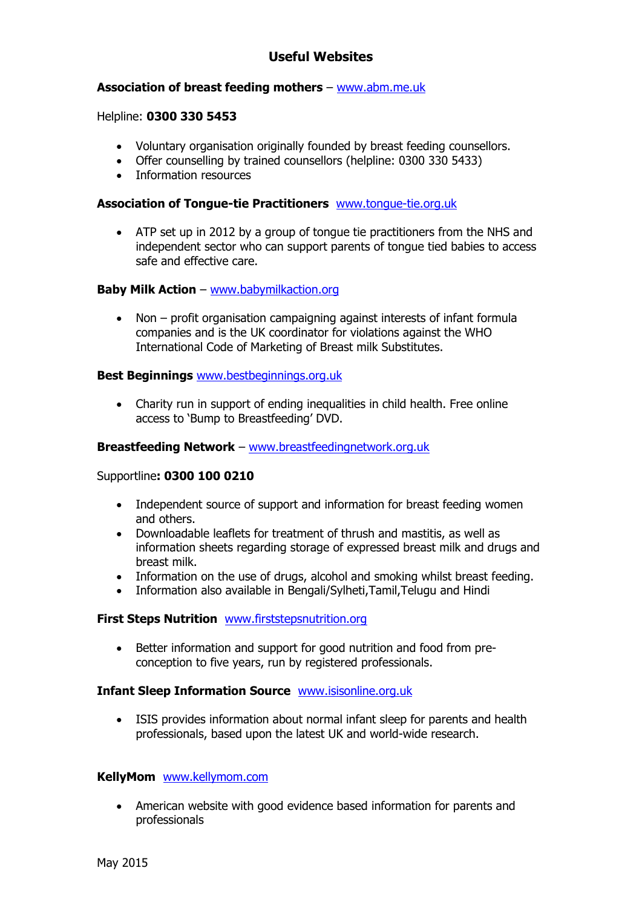# Useful Websites

**Association of breast feeding mothers** – www.abm.me.uk

Helpline: **0300 330 5453**

- Voluntary organisation originally founded by breast feeding counsellors.
- Offer counselling by trained counsellors (helpline: 0300 330 5433)
- Information resources

**Association of Tongue-tie Practitioners** www.tongue-tie.org.uk

- ATP set up in 2012 by a group of tongue tie practitioners from the NHS and independent sector who can support parents of tongue tied babies to access safe and effective care.

**Baby Milk Action** – www.babymilkaction.org

- Non – profit organisation campaigning against interests of infant formula companies and is the UK coordinator for violations against the WHO International Code of Marketing of Breast milk Substitutes.

**Best Beginnings** www.bestbeginnings.org.uk

- Charity run in support of ending inequalities in child health. Free online access to 'Bump to Breastfeeding' DVD.

**Breastfeeding Network** – www.breastfeedingnetwork.org.uk

Supportline**: 0300 100 0210**

- Independent source of support and information for breast feeding women and others.
- Downloadable leaflets for treatment of thrush and mastitis, as well as information sheets regarding storage of expressed breast milk and drugs and breast milk.
- Information on the use of drugs, alcohol and smoking whilst breast feeding.
- Information also available in Bengali/Sylheti,Tamil,Telugu and Hindi

**First Steps Nutrition** www.firststepsnutrition.org

- Better information and support for good nutrition and food from pre-conception to five years, run by registered professionals.

**Infant Sleep Information Source** www.isisonline.org.uk

- ISIS provides information about normal infant sleep for parents and health professionals, based upon the latest UK and world-wide research.

**KellyMom** www.kellymom.com

- American website with good evidence based information for parents and professionals

May 2015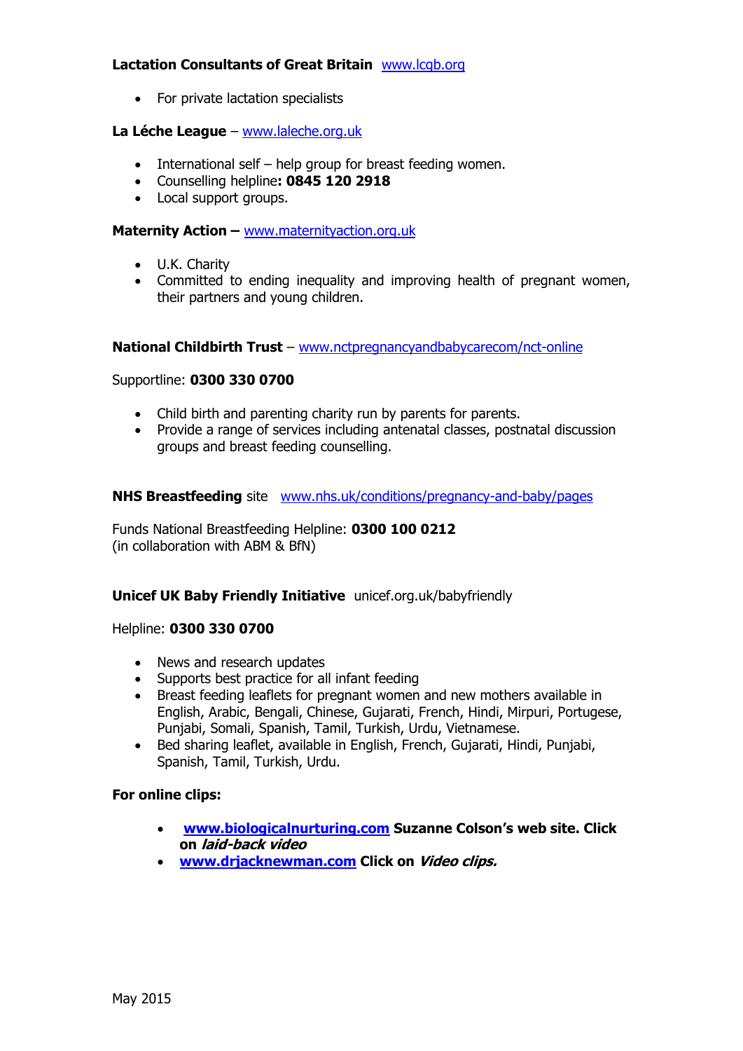**Lactation Consultants of Great Britain** www.lcgb.org

- For private lactation specialists

**La Léche League** – www.laleche.org.uk

- International self – help group for breast feeding women.
- Counselling helpline**: 0845 120 2918**
- Local support groups.

**Maternity Action –** www.maternityaction.org.uk

- U.K. Charity
- Committed to ending inequality and improving health of pregnant women, their partners and young children.

**National Childbirth Trust** – www.nctpregnancyandbabycarecom/nct-online

Supportline: **0300 330 0700**

- Child birth and parenting charity run by parents for parents.
- Provide a range of services including antenatal classes, postnatal discussion groups and breast feeding counselling.

**NHS Breastfeeding** site www.nhs.uk/conditions/pregnancy-and-baby/pages

Funds National Breastfeeding Helpline: **0300 100 0212**
(in collaboration with ABM & BfN)

**Unicef UK Baby Friendly Initiative** unicef.org.uk/babyfriendly

Helpline: **0300 330 0700**

- News and research updates
- Supports best practice for all infant feeding
- Breast feeding leaflets for pregnant women and new mothers available in English, Arabic, Bengali, Chinese, Gujarati, French, Hindi, Mirpuri, Portugese, Punjabi, Somali, Spanish, Tamil, Turkish, Urdu, Vietnamese.
- Bed sharing leaflet, available in English, French, Gujarati, Hindi, Punjabi, Spanish, Tamil, Turkish, Urdu.

**For online clips:**

- **www.biologicalnurturing.com Suzanne Colson's web site. Click on *laid-back video***
- **www.drjacknewman.com Click on *Video clips.***

May 2015